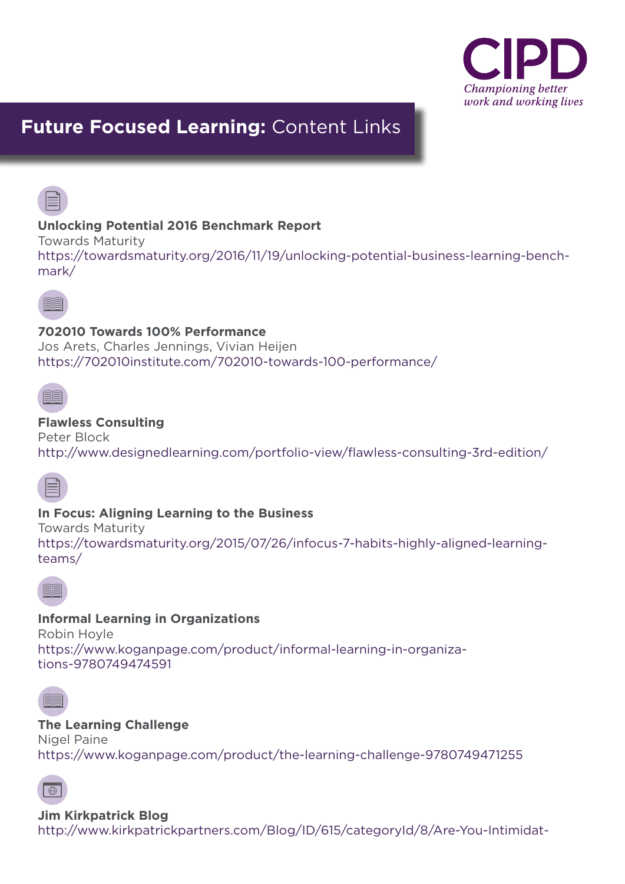# Future Focused Learning: Content Links

**Unlocking Potential 2016 Benchmark Report**
Towards Maturity
https://towardsmaturity.org/2016/11/19/unlocking-potential-business-learning-benchmark/

**702010 Towards 100% Performance**
Jos Arets, Charles Jennings, Vivian Heijen
https://702010institute.com/702010-towards-100-performance/

**Flawless Consulting**
Peter Block
http://www.designedlearning.com/portfolio-view/flawless-consulting-3rd-edition/

**In Focus: Aligning Learning to the Business**
Towards Maturity
https://towardsmaturity.org/2015/07/26/infocus-7-habits-highly-aligned-learning-teams/

**Informal Learning in Organizations**
Robin Hoyle
https://www.koganpage.com/product/informal-learning-in-organizations-9780749474591

**The Learning Challenge**
Nigel Paine
https://www.koganpage.com/product/the-learning-challenge-9780749471255

**Jim Kirkpatrick Blog**
http://www.kirkpatrickpartners.com/Blog/ID/615/categoryId/8/Are-You-Intimidat-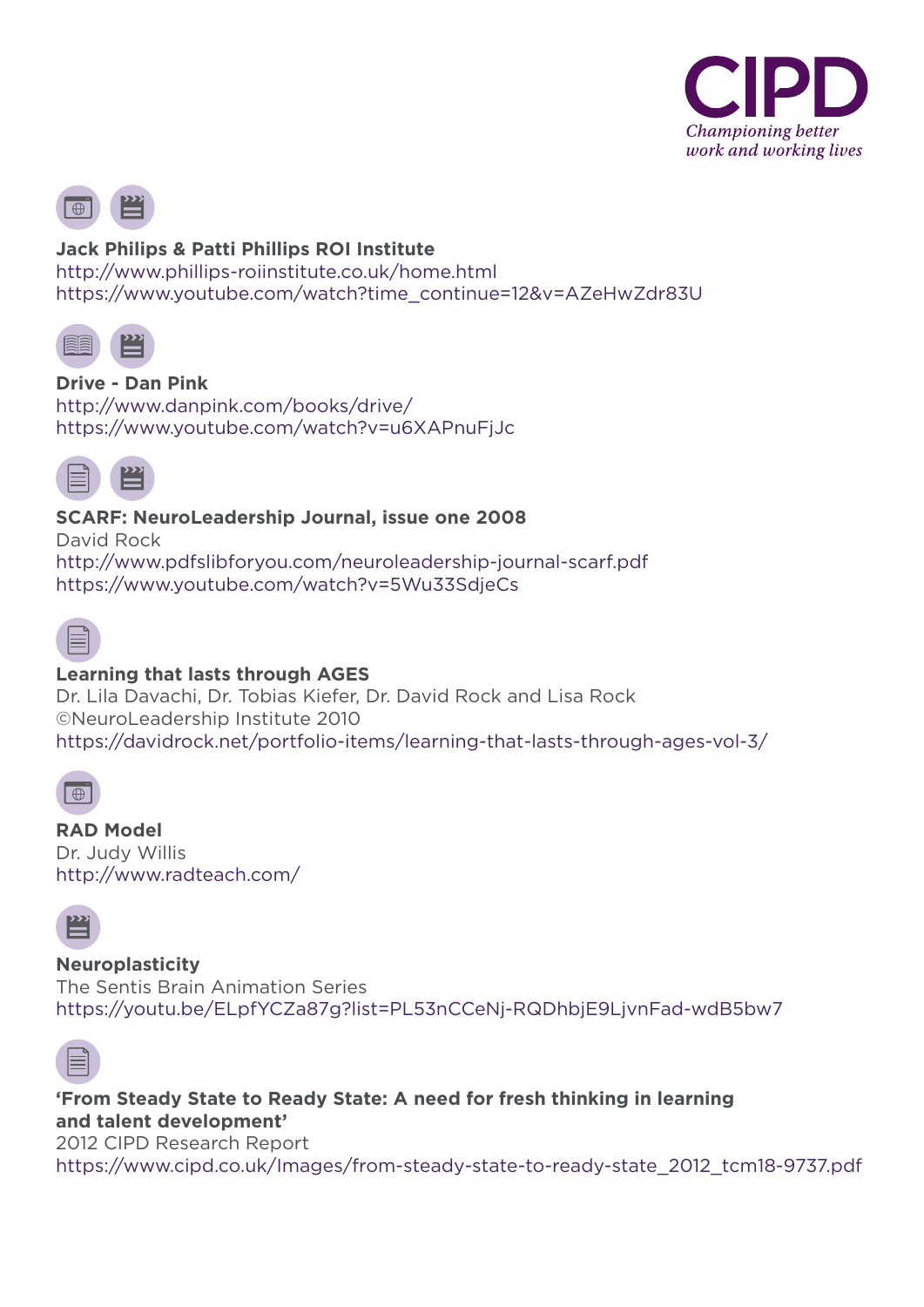**Jack Philips & Patti Phillips ROI Institute**
http://www.phillips-roiinstitute.co.uk/home.html
https://www.youtube.com/watch?time_continue=12&v=AZeHwZdr83U

**Drive - Dan Pink**
http://www.danpink.com/books/drive/
https://www.youtube.com/watch?v=u6XAPnuFjJc

**SCARF: NeuroLeadership Journal, issue one 2008**
David Rock
http://www.pdfslibforyou.com/neuroleadership-journal-scarf.pdf
https://www.youtube.com/watch?v=5Wu33SdjeCs

**Learning that lasts through AGES**
Dr. Lila Davachi, Dr. Tobias Kiefer, Dr. David Rock and Lisa Rock
©NeuroLeadership Institute 2010
https://davidrock.net/portfolio-items/learning-that-lasts-through-ages-vol-3/

**RAD Model**
Dr. Judy Willis
http://www.radteach.com/

**Neuroplasticity**
The Sentis Brain Animation Series
https://youtu.be/ELpfYCZa87g?list=PL53nCCeNj-RQDhbjE9LjvnFad-wdB5bw7

**'From Steady State to Ready State: A need for fresh thinking in learning and talent development'**
2012 CIPD Research Report
https://www.cipd.co.uk/Images/from-steady-state-to-ready-state_2012_tcm18-9737.pdf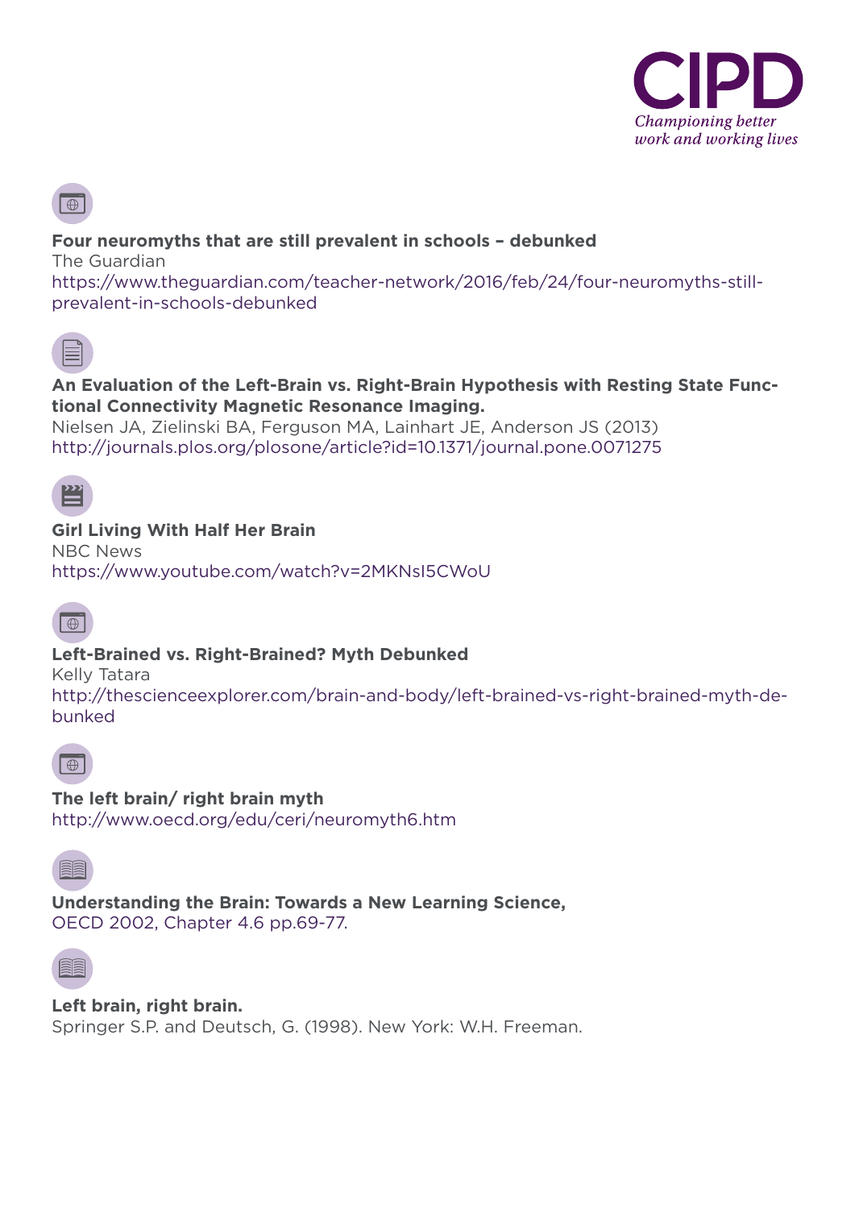**Four neuromyths that are still prevalent in schools – debunked**
The Guardian
https://www.theguardian.com/teacher-network/2016/feb/24/four-neuromyths-still-prevalent-in-schools-debunked

**An Evaluation of the Left-Brain vs. Right-Brain Hypothesis with Resting State Functional Connectivity Magnetic Resonance Imaging.**
Nielsen JA, Zielinski BA, Ferguson MA, Lainhart JE, Anderson JS (2013)
http://journals.plos.org/plosone/article?id=10.1371/journal.pone.0071275

**Girl Living With Half Her Brain**
NBC News
https://www.youtube.com/watch?v=2MKNsI5CWoU

**Left-Brained vs. Right-Brained? Myth Debunked**
Kelly Tatara
http://thescienceexplorer.com/brain-and-body/left-brained-vs-right-brained-myth-debunked

**The left brain/ right brain myth**
http://www.oecd.org/edu/ceri/neuromyth6.htm

**Understanding the Brain: Towards a New Learning Science,**
OECD 2002, Chapter 4.6 pp.69-77.

**Left brain, right brain.**
Springer S.P. and Deutsch, G. (1998). New York: W.H. Freeman.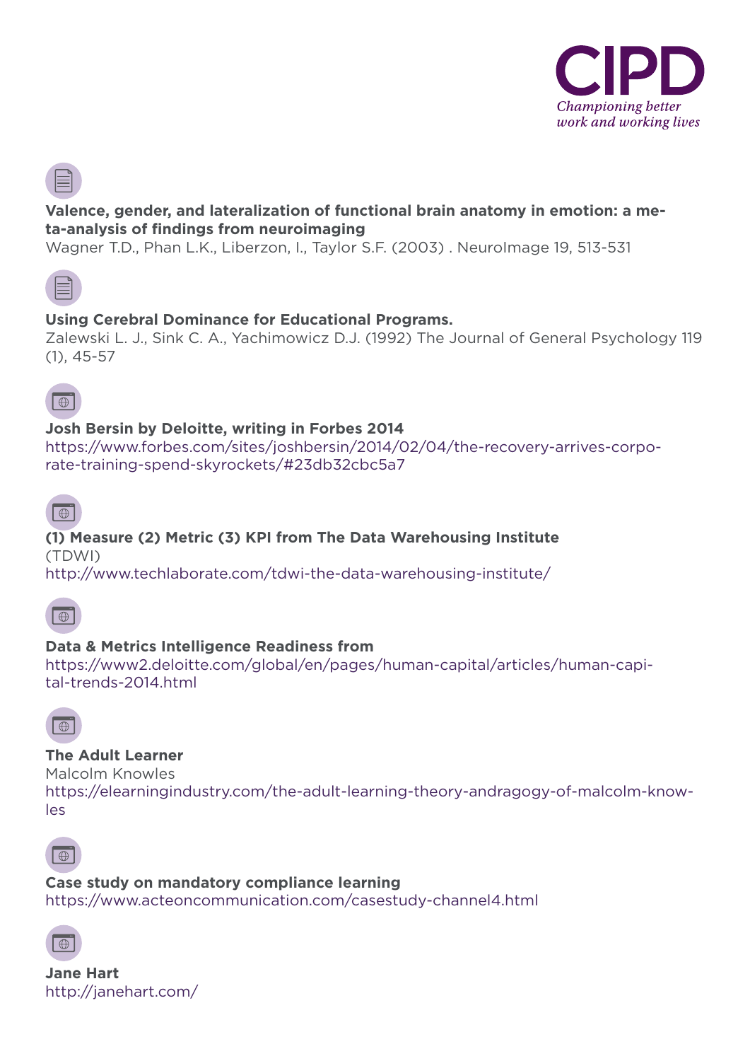**Valence, gender, and lateralization of functional brain anatomy in emotion: a meta-analysis of findings from neuroimaging**
Wagner T.D., Phan L.K., Liberzon, I., Taylor S.F. (2003) . NeuroImage 19, 513-531

**Using Cerebral Dominance for Educational Programs.**
Zalewski L. J., Sink C. A., Yachimowicz D.J. (1992) The Journal of General Psychology 119 (1), 45-57

**Josh Bersin by Deloitte, writing in Forbes 2014**
https://www.forbes.com/sites/joshbersin/2014/02/04/the-recovery-arrives-corporate-training-spend-skyrockets/#23db32cbc5a7

**(1) Measure (2) Metric (3) KPI from The Data Warehousing Institute** (TDWI)
http://www.techlaborate.com/tdwi-the-data-warehousing-institute/

**Data & Metrics Intelligence Readiness from**
https://www2.deloitte.com/global/en/pages/human-capital/articles/human-capital-trends-2014.html

**The Adult Learner**
Malcolm Knowles
https://elearningindustry.com/the-adult-learning-theory-andragogy-of-malcolm-knowles

**Case study on mandatory compliance learning**
https://www.acteoncommunication.com/casestudy-channel4.html

**Jane Hart**
http://janehart.com/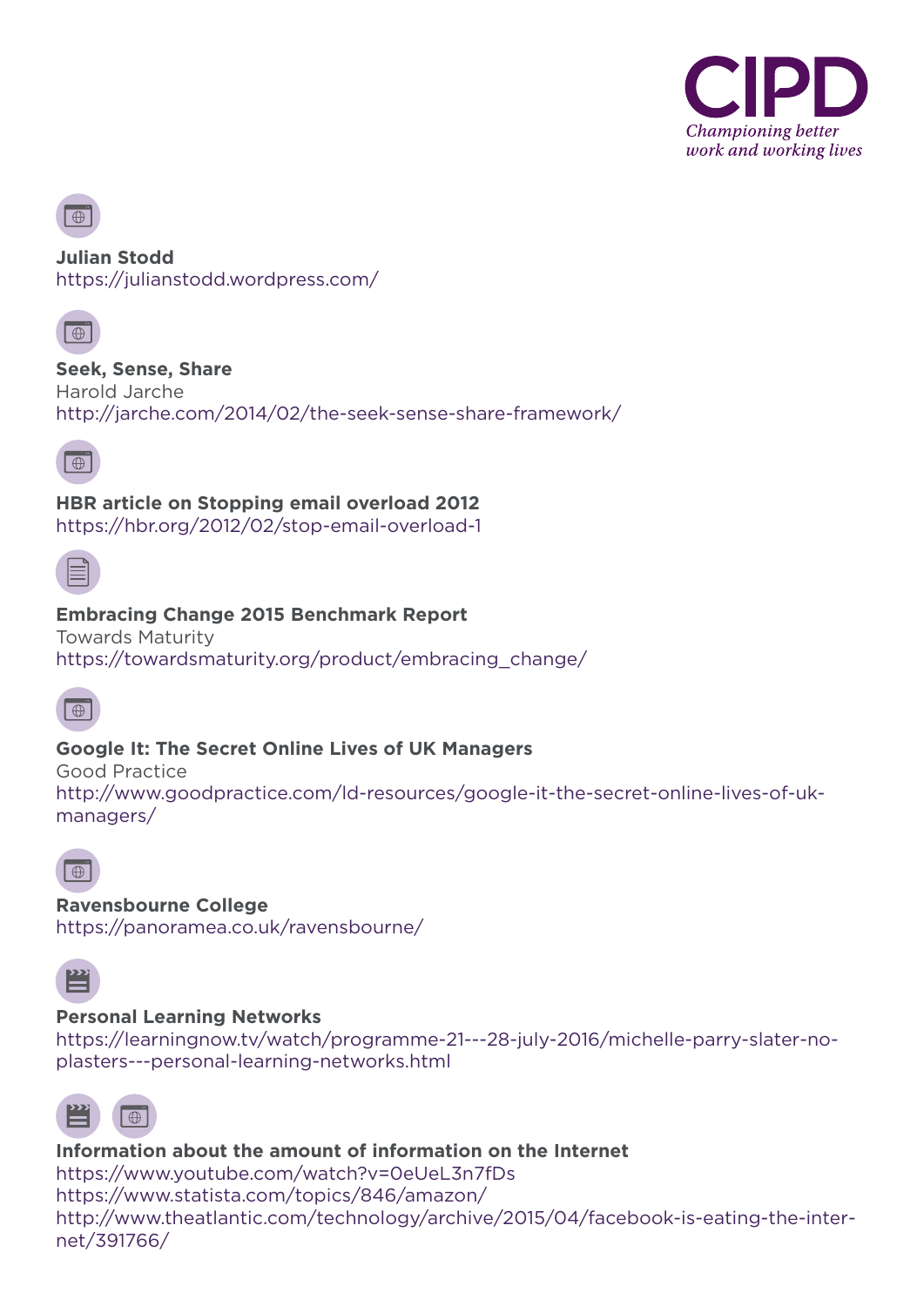**Julian Stodd**
https://julianstodd.wordpress.com/

**Seek, Sense, Share**
Harold Jarche
http://jarche.com/2014/02/the-seek-sense-share-framework/

**HBR article on Stopping email overload 2012**
https://hbr.org/2012/02/stop-email-overload-1

**Embracing Change 2015 Benchmark Report**
Towards Maturity
https://towardsmaturity.org/product/embracing_change/

**Google It: The Secret Online Lives of UK Managers**
Good Practice
http://www.goodpractice.com/ld-resources/google-it-the-secret-online-lives-of-uk-managers/

**Ravensbourne College**
https://panoramea.co.uk/ravensbourne/

**Personal Learning Networks**
https://learningnow.tv/watch/programme-21---28-july-2016/michelle-parry-slater-no-plasters---personal-learning-networks.html

**Information about the amount of information on the Internet**
https://www.youtube.com/watch?v=0eUeL3n7fDs
https://www.statista.com/topics/846/amazon/
http://www.theatlantic.com/technology/archive/2015/04/facebook-is-eating-the-internet/391766/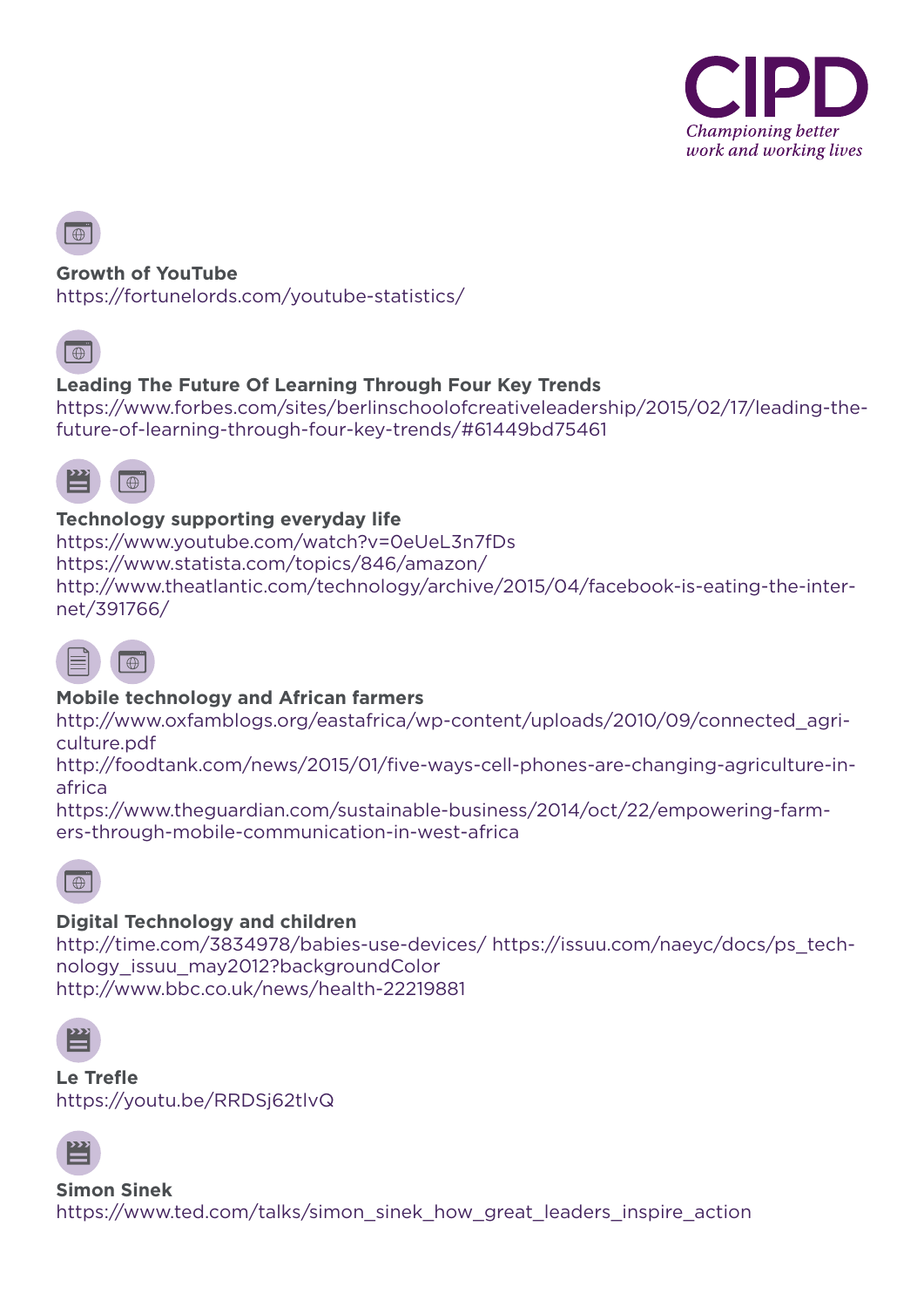**Growth of YouTube**
https://fortunelords.com/youtube-statistics/

**Leading The Future Of Learning Through Four Key Trends**
https://www.forbes.com/sites/berlinschoolofcreativeleadership/2015/02/17/leading-the-future-of-learning-through-four-key-trends/#61449bd75461

**Technology supporting everyday life**
https://www.youtube.com/watch?v=0eUeL3n7fDs
https://www.statista.com/topics/846/amazon/
http://www.theatlantic.com/technology/archive/2015/04/facebook-is-eating-the-internet/391766/

**Mobile technology and African farmers**
http://www.oxfamblogs.org/eastafrica/wp-content/uploads/2010/09/connected_agriculture.pdf
http://foodtank.com/news/2015/01/five-ways-cell-phones-are-changing-agriculture-in-africa
https://www.theguardian.com/sustainable-business/2014/oct/22/empowering-farmers-through-mobile-communication-in-west-africa

**Digital Technology and children**
http://time.com/3834978/babies-use-devices/ https://issuu.com/naeyc/docs/ps_technology_issuu_may2012?backgroundColor
http://www.bbc.co.uk/news/health-22219881

**Le Trefle**
https://youtu.be/RRDSj62tlvQ

**Simon Sinek**
https://www.ted.com/talks/simon_sinek_how_great_leaders_inspire_action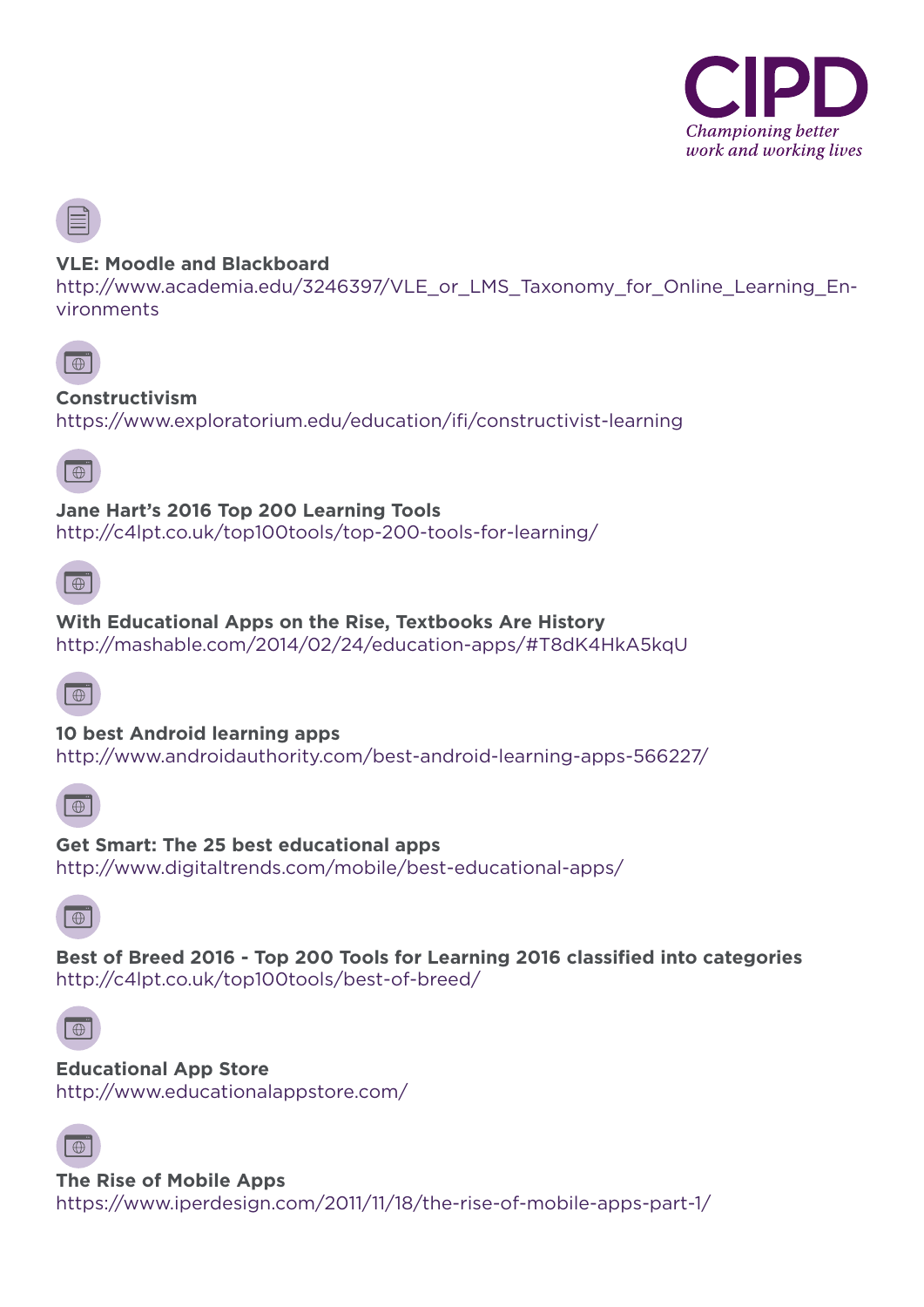**VLE: Moodle and Blackboard**
http://www.academia.edu/3246397/VLE_or_LMS_Taxonomy_for_Online_Learning_Environments

**Constructivism**
https://www.exploratorium.edu/education/ifi/constructivist-learning

**Jane Hart's 2016 Top 200 Learning Tools**
http://c4lpt.co.uk/top100tools/top-200-tools-for-learning/

**With Educational Apps on the Rise, Textbooks Are History**
http://mashable.com/2014/02/24/education-apps/#T8dK4HkA5kqU

**10 best Android learning apps**
http://www.androidauthority.com/best-android-learning-apps-566227/

**Get Smart: The 25 best educational apps**
http://www.digitaltrends.com/mobile/best-educational-apps/

**Best of Breed 2016 - Top 200 Tools for Learning 2016 classified into categories**
http://c4lpt.co.uk/top100tools/best-of-breed/

**Educational App Store**
http://www.educationalappstore.com/

**The Rise of Mobile Apps**
https://www.iperdesign.com/2011/11/18/the-rise-of-mobile-apps-part-1/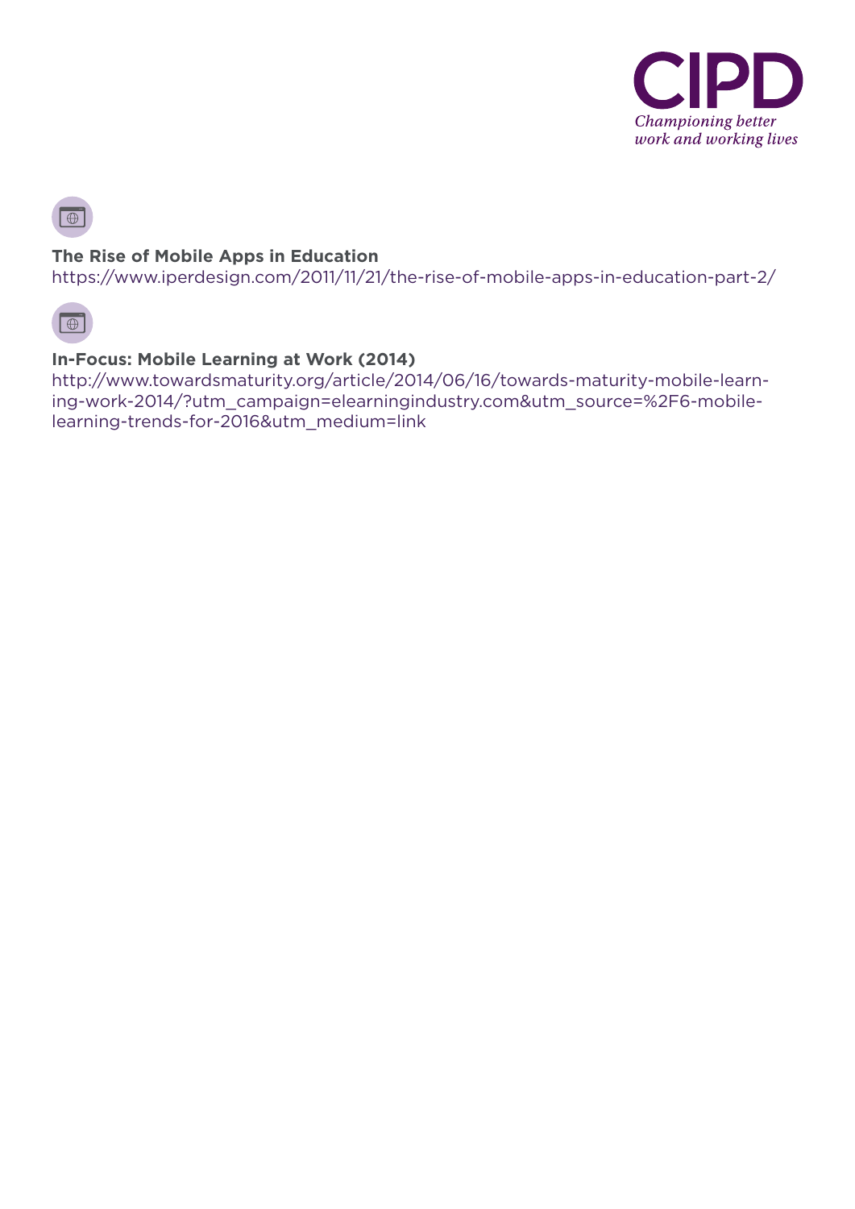**The Rise of Mobile Apps in Education**
https://www.iperdesign.com/2011/11/21/the-rise-of-mobile-apps-in-education-part-2/

**In-Focus: Mobile Learning at Work (2014)**
http://www.towardsmaturity.org/article/2014/06/16/towards-maturity-mobile-learning-work-2014/?utm_campaign=elearningindustry.com&utm_source=%2F6-mobile-learning-trends-for-2016&utm_medium=link